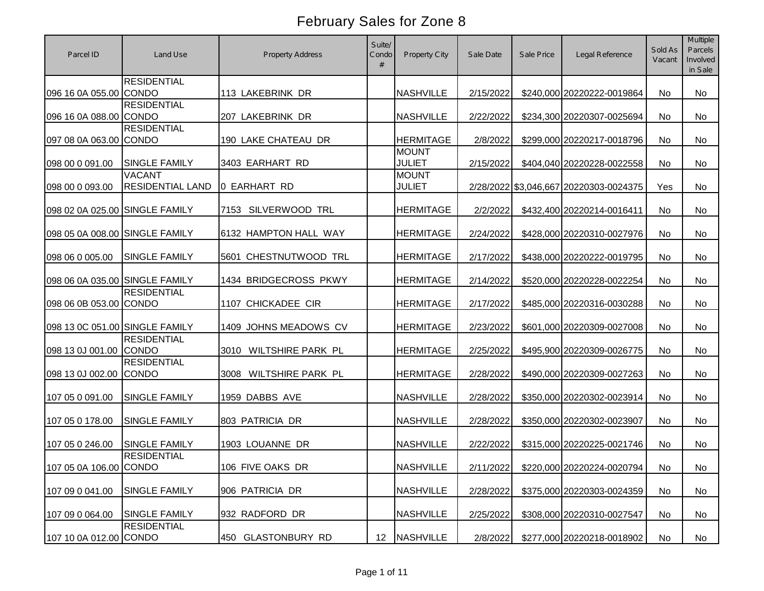# February Sales for Zone 8

| Parcel ID | Land Use | Property Address | Suite/ Condo # | Property City | Sale Date | Sale Price | Legal Reference | Sold As Vacant | Multiple Parcels Involved in Sale |
|---|---|---|---|---|---|---|---|---|---|
| 096 16 0A 055.00 | RESIDENTIAL CONDO | 113 LAKEBRINK DR | | NASHVILLE | 2/15/2022 | $240,000 | 20220222-0019864 | No | No |
| 096 16 0A 088.00 | RESIDENTIAL CONDO | 207 LAKEBRINK DR | | NASHVILLE | 2/22/2022 | $234,300 | 20220307-0025694 | No | No |
| 097 08 0A 063.00 | RESIDENTIAL CONDO | 190 LAKE CHATEAU DR | | HERMITAGE | 2/8/2022 | $299,000 | 20220217-0018796 | No | No |
| 098 00 0 091.00 | SINGLE FAMILY | 3403 EARHART RD | | MOUNT JULIET | 2/15/2022 | $404,040 | 20220228-0022558 | No | No |
| 098 00 0 093.00 | VACANT RESIDENTIAL LAND | 0 EARHART RD | | MOUNT JULIET | 2/28/2022 | $3,046,667 | 20220303-0024375 | Yes | No |
| 098 02 0A 025.00 | SINGLE FAMILY | 7153 SILVERWOOD TRL | | HERMITAGE | 2/2/2022 | $432,400 | 20220214-0016411 | No | No |
| 098 05 0A 008.00 | SINGLE FAMILY | 6132 HAMPTON HALL WAY | | HERMITAGE | 2/24/2022 | $428,000 | 20220310-0027976 | No | No |
| 098 06 0 005.00 | SINGLE FAMILY | 5601 CHESTNUTWOOD TRL | | HERMITAGE | 2/17/2022 | $438,000 | 20220222-0019795 | No | No |
| 098 06 0A 035.00 | SINGLE FAMILY | 1434 BRIDGECROSS PKWY | | HERMITAGE | 2/14/2022 | $520,000 | 20220228-0022254 | No | No |
| 098 06 0B 053.00 | RESIDENTIAL CONDO | 1107 CHICKADEE CIR | | HERMITAGE | 2/17/2022 | $485,000 | 20220316-0030288 | No | No |
| 098 13 0C 051.00 | SINGLE FAMILY | 1409 JOHNS MEADOWS CV | | HERMITAGE | 2/23/2022 | $601,000 | 20220309-0027008 | No | No |
| 098 13 0J 001.00 | RESIDENTIAL CONDO | 3010 WILTSHIRE PARK PL | | HERMITAGE | 2/25/2022 | $495,900 | 20220309-0026775 | No | No |
| 098 13 0J 002.00 | RESIDENTIAL CONDO | 3008 WILTSHIRE PARK PL | | HERMITAGE | 2/28/2022 | $490,000 | 20220309-0027263 | No | No |
| 107 05 0 091.00 | SINGLE FAMILY | 1959 DABBS AVE | | NASHVILLE | 2/28/2022 | $350,000 | 20220302-0023914 | No | No |
| 107 05 0 178.00 | SINGLE FAMILY | 803 PATRICIA DR | | NASHVILLE | 2/28/2022 | $350,000 | 20220302-0023907 | No | No |
| 107 05 0 246.00 | SINGLE FAMILY | 1903 LOUANNE DR | | NASHVILLE | 2/22/2022 | $315,000 | 20220225-0021746 | No | No |
| 107 05 0A 106.00 | RESIDENTIAL CONDO | 106 FIVE OAKS DR | | NASHVILLE | 2/11/2022 | $220,000 | 20220224-0020794 | No | No |
| 107 09 0 041.00 | SINGLE FAMILY | 906 PATRICIA DR | | NASHVILLE | 2/28/2022 | $375,000 | 20220303-0024359 | No | No |
| 107 09 0 064.00 | SINGLE FAMILY | 932 RADFORD DR | | NASHVILLE | 2/25/2022 | $308,000 | 20220310-0027547 | No | No |
| 107 10 0A 012.00 | RESIDENTIAL CONDO | 450 GLASTONBURY RD | 12 | NASHVILLE | 2/8/2022 | $277,000 | 20220218-0018902 | No | No |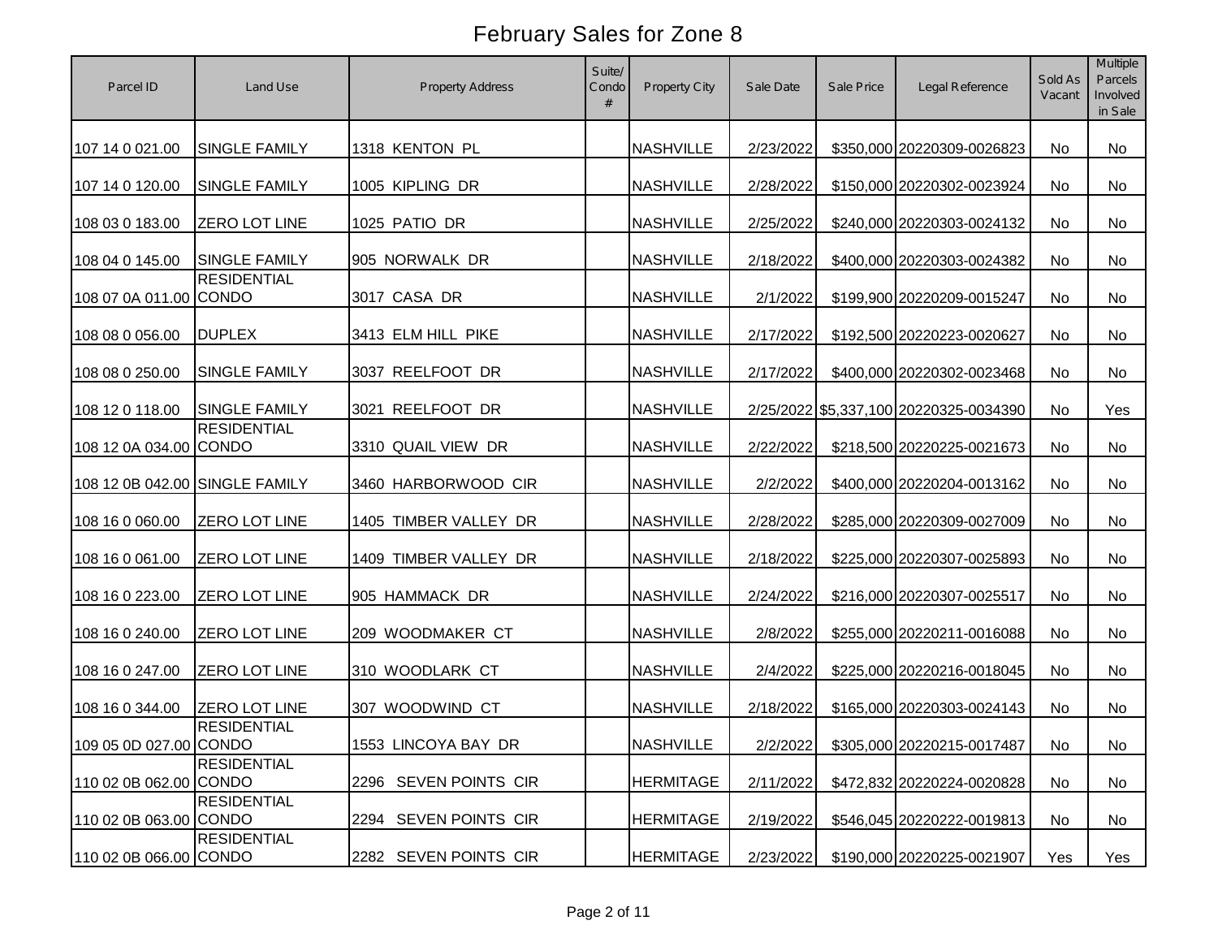# February Sales for Zone 8

| Parcel ID | Land Use | Property Address | Suite/ Condo # | Property City | Sale Date | Sale Price | Legal Reference | Sold As Vacant | Multiple Parcels Involved in Sale |
|---|---|---|---|---|---|---|---|---|---|
| 107 14 0 021.00 | SINGLE FAMILY | 1318 KENTON PL | | NASHVILLE | 2/23/2022 | $350,000 | 20220309-0026823 | No | No |
| 107 14 0 120.00 | SINGLE FAMILY | 1005 KIPLING DR | | NASHVILLE | 2/28/2022 | $150,000 | 20220302-0023924 | No | No |
| 108 03 0 183.00 | ZERO LOT LINE | 1025 PATIO DR | | NASHVILLE | 2/25/2022 | $240,000 | 20220303-0024132 | No | No |
| 108 04 0 145.00 | SINGLE FAMILY | 905 NORWALK DR | | NASHVILLE | 2/18/2022 | $400,000 | 20220303-0024382 | No | No |
| 108 07 0A 011.00 | RESIDENTIAL CONDO | 3017 CASA DR | | NASHVILLE | 2/1/2022 | $199,900 | 20220209-0015247 | No | No |
| 108 08 0 056.00 | DUPLEX | 3413 ELM HILL PIKE | | NASHVILLE | 2/17/2022 | $192,500 | 20220223-0020627 | No | No |
| 108 08 0 250.00 | SINGLE FAMILY | 3037 REELFOOT DR | | NASHVILLE | 2/17/2022 | $400,000 | 20220302-0023468 | No | No |
| 108 12 0 118.00 | SINGLE FAMILY | 3021 REELFOOT DR | | NASHVILLE | 2/25/2022 | $5,337,100 | 20220325-0034390 | No | Yes |
| 108 12 0A 034.00 | RESIDENTIAL CONDO | 3310 QUAIL VIEW DR | | NASHVILLE | 2/22/2022 | $218,500 | 20220225-0021673 | No | No |
| 108 12 0B 042.00 | SINGLE FAMILY | 3460 HARBORWOOD CIR | | NASHVILLE | 2/2/2022 | $400,000 | 20220204-0013162 | No | No |
| 108 16 0 060.00 | ZERO LOT LINE | 1405 TIMBER VALLEY DR | | NASHVILLE | 2/28/2022 | $285,000 | 20220309-0027009 | No | No |
| 108 16 0 061.00 | ZERO LOT LINE | 1409 TIMBER VALLEY DR | | NASHVILLE | 2/18/2022 | $225,000 | 20220307-0025893 | No | No |
| 108 16 0 223.00 | ZERO LOT LINE | 905 HAMMACK DR | | NASHVILLE | 2/24/2022 | $216,000 | 20220307-0025517 | No | No |
| 108 16 0 240.00 | ZERO LOT LINE | 209 WOODMAKER CT | | NASHVILLE | 2/8/2022 | $255,000 | 20220211-0016088 | No | No |
| 108 16 0 247.00 | ZERO LOT LINE | 310 WOODLARK CT | | NASHVILLE | 2/4/2022 | $225,000 | 20220216-0018045 | No | No |
| 108 16 0 344.00 | ZERO LOT LINE | 307 WOODWIND CT | | NASHVILLE | 2/18/2022 | $165,000 | 20220303-0024143 | No | No |
| 109 05 0D 027.00 | RESIDENTIAL CONDO | 1553 LINCOYA BAY DR | | NASHVILLE | 2/2/2022 | $305,000 | 20220215-0017487 | No | No |
| 110 02 0B 062.00 | RESIDENTIAL CONDO | 2296 SEVEN POINTS CIR | | HERMITAGE | 2/11/2022 | $472,832 | 20220224-0020828 | No | No |
| 110 02 0B 063.00 | RESIDENTIAL CONDO | 2294 SEVEN POINTS CIR | | HERMITAGE | 2/19/2022 | $546,045 | 20220222-0019813 | No | No |
| 110 02 0B 066.00 | RESIDENTIAL CONDO | 2282 SEVEN POINTS CIR | | HERMITAGE | 2/23/2022 | $190,000 | 20220225-0021907 | Yes | Yes |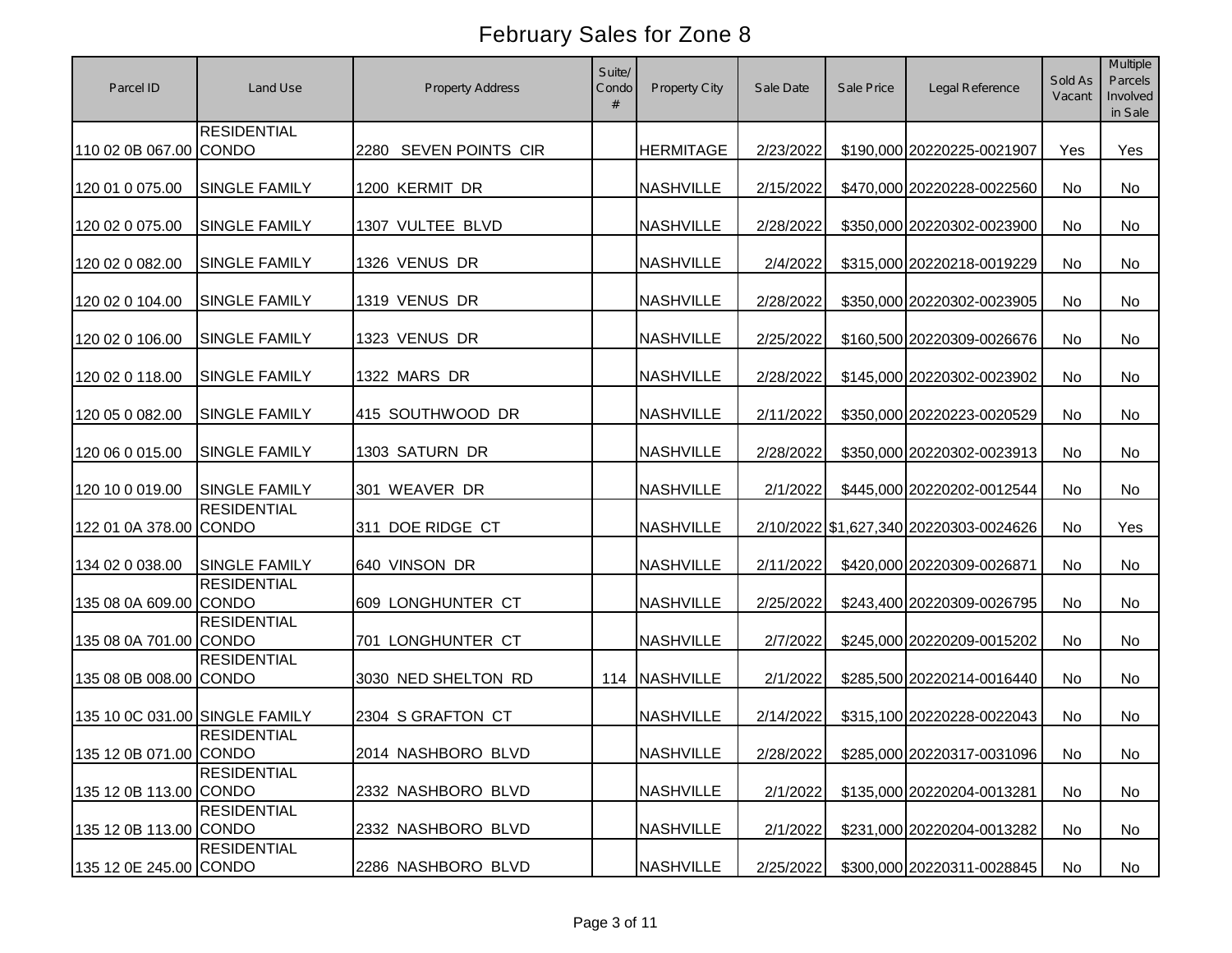# February Sales for Zone 8

| Parcel ID | Land Use | Property Address | Suite/ Condo # | Property City | Sale Date | Sale Price | Legal Reference | Sold As Vacant | Multiple Parcels Involved in Sale |
|---|---|---|---|---|---|---|---|---|---|
| 110 02 0B 067.00 | RESIDENTIAL CONDO | 2280 SEVEN POINTS CIR | | HERMITAGE | 2/23/2022 | $190,000 | 20220225-0021907 | Yes | Yes |
| 120 01 0 075.00 | SINGLE FAMILY | 1200 KERMIT DR | | NASHVILLE | 2/15/2022 | $470,000 | 20220228-0022560 | No | No |
| 120 02 0 075.00 | SINGLE FAMILY | 1307 VULTEE BLVD | | NASHVILLE | 2/28/2022 | $350,000 | 20220302-0023900 | No | No |
| 120 02 0 082.00 | SINGLE FAMILY | 1326 VENUS DR | | NASHVILLE | 2/4/2022 | $315,000 | 20220218-0019229 | No | No |
| 120 02 0 104.00 | SINGLE FAMILY | 1319 VENUS DR | | NASHVILLE | 2/28/2022 | $350,000 | 20220302-0023905 | No | No |
| 120 02 0 106.00 | SINGLE FAMILY | 1323 VENUS DR | | NASHVILLE | 2/25/2022 | $160,500 | 20220309-0026676 | No | No |
| 120 02 0 118.00 | SINGLE FAMILY | 1322 MARS DR | | NASHVILLE | 2/28/2022 | $145,000 | 20220302-0023902 | No | No |
| 120 05 0 082.00 | SINGLE FAMILY | 415 SOUTHWOOD DR | | NASHVILLE | 2/11/2022 | $350,000 | 20220223-0020529 | No | No |
| 120 06 0 015.00 | SINGLE FAMILY | 1303 SATURN DR | | NASHVILLE | 2/28/2022 | $350,000 | 20220302-0023913 | No | No |
| 120 10 0 019.00 | SINGLE FAMILY | 301 WEAVER DR | | NASHVILLE | 2/1/2022 | $445,000 | 20220202-0012544 | No | No |
| 122 01 0A 378.00 | RESIDENTIAL CONDO | 311 DOE RIDGE CT | | NASHVILLE | 2/10/2022 | $1,627,340 | 20220303-0024626 | No | Yes |
| 134 02 0 038.00 | SINGLE FAMILY | 640 VINSON DR | | NASHVILLE | 2/11/2022 | $420,000 | 20220309-0026871 | No | No |
| 135 08 0A 609.00 | RESIDENTIAL CONDO | 609 LONGHUNTER CT | | NASHVILLE | 2/25/2022 | $243,400 | 20220309-0026795 | No | No |
| 135 08 0A 701.00 | RESIDENTIAL CONDO | 701 LONGHUNTER CT | | NASHVILLE | 2/7/2022 | $245,000 | 20220209-0015202 | No | No |
| 135 08 0B 008.00 | RESIDENTIAL CONDO | 3030 NED SHELTON RD | 114 | NASHVILLE | 2/1/2022 | $285,500 | 20220214-0016440 | No | No |
| 135 10 0C 031.00 | SINGLE FAMILY | 2304 S GRAFTON CT | | NASHVILLE | 2/14/2022 | $315,100 | 20220228-0022043 | No | No |
| 135 12 0B 071.00 | RESIDENTIAL CONDO | 2014 NASHBORO BLVD | | NASHVILLE | 2/28/2022 | $285,000 | 20220317-0031096 | No | No |
| 135 12 0B 113.00 | RESIDENTIAL CONDO | 2332 NASHBORO BLVD | | NASHVILLE | 2/1/2022 | $135,000 | 20220204-0013281 | No | No |
| 135 12 0B 113.00 | RESIDENTIAL CONDO | 2332 NASHBORO BLVD | | NASHVILLE | 2/1/2022 | $231,000 | 20220204-0013282 | No | No |
| 135 12 0E 245.00 | RESIDENTIAL CONDO | 2286 NASHBORO BLVD | | NASHVILLE | 2/25/2022 | $300,000 | 20220311-0028845 | No | No |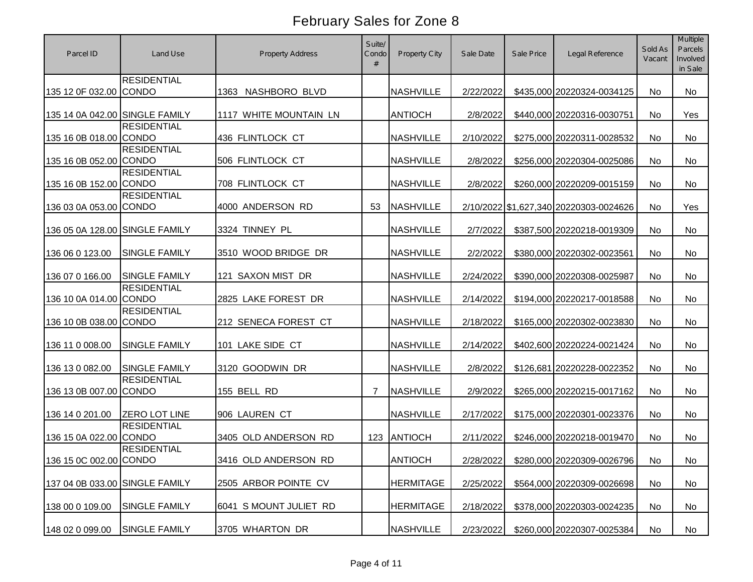# February Sales for Zone 8

| Parcel ID | Land Use | Property Address | Suite/ Condo # | Property City | Sale Date | Sale Price | Legal Reference | Sold As Vacant | Multiple Parcels Involved in Sale |
|---|---|---|---|---|---|---|---|---|---|
| 135 12 0F 032.00 | RESIDENTIAL CONDO | 1363 NASHBORO BLVD | | NASHVILLE | 2/22/2022 | $435,000 | 20220324-0034125 | No | No |
| 135 14 0A 042.00 | SINGLE FAMILY | 1117 WHITE MOUNTAIN LN | | ANTIOCH | 2/8/2022 | $440,000 | 20220316-0030751 | No | Yes |
| 135 16 0B 018.00 | RESIDENTIAL CONDO | 436 FLINTLOCK CT | | NASHVILLE | 2/10/2022 | $275,000 | 20220311-0028532 | No | No |
| 135 16 0B 052.00 | RESIDENTIAL CONDO | 506 FLINTLOCK CT | | NASHVILLE | 2/8/2022 | $256,000 | 20220304-0025086 | No | No |
| 135 16 0B 152.00 | RESIDENTIAL CONDO | 708 FLINTLOCK CT | | NASHVILLE | 2/8/2022 | $260,000 | 20220209-0015159 | No | No |
| 136 03 0A 053.00 | RESIDENTIAL CONDO | 4000 ANDERSON RD | 53 | NASHVILLE | 2/10/2022 | $1,627,340 | 20220303-0024626 | No | Yes |
| 136 05 0A 128.00 | SINGLE FAMILY | 3324 TINNEY PL | | NASHVILLE | 2/7/2022 | $387,500 | 20220218-0019309 | No | No |
| 136 06 0 123.00 | SINGLE FAMILY | 3510 WOOD BRIDGE DR | | NASHVILLE | 2/2/2022 | $380,000 | 20220302-0023561 | No | No |
| 136 07 0 166.00 | SINGLE FAMILY | 121 SAXON MIST DR | | NASHVILLE | 2/24/2022 | $390,000 | 20220308-0025987 | No | No |
| 136 10 0A 014.00 | RESIDENTIAL CONDO | 2825 LAKE FOREST DR | | NASHVILLE | 2/14/2022 | $194,000 | 20220217-0018588 | No | No |
| 136 10 0B 038.00 | RESIDENTIAL CONDO | 212 SENECA FOREST CT | | NASHVILLE | 2/18/2022 | $165,000 | 20220302-0023830 | No | No |
| 136 11 0 008.00 | SINGLE FAMILY | 101 LAKE SIDE CT | | NASHVILLE | 2/14/2022 | $402,600 | 20220224-0021424 | No | No |
| 136 13 0 082.00 | SINGLE FAMILY | 3120 GOODWIN DR | | NASHVILLE | 2/8/2022 | $126,681 | 20220228-0022352 | No | No |
| 136 13 0B 007.00 | RESIDENTIAL CONDO | 155 BELL RD | 7 | NASHVILLE | 2/9/2022 | $265,000 | 20220215-0017162 | No | No |
| 136 14 0 201.00 | ZERO LOT LINE | 906 LAUREN CT | | NASHVILLE | 2/17/2022 | $175,000 | 20220301-0023376 | No | No |
| 136 15 0A 022.00 | RESIDENTIAL CONDO | 3405 OLD ANDERSON RD | 123 | ANTIOCH | 2/11/2022 | $246,000 | 20220218-0019470 | No | No |
| 136 15 0C 002.00 | RESIDENTIAL CONDO | 3416 OLD ANDERSON RD | | ANTIOCH | 2/28/2022 | $280,000 | 20220309-0026796 | No | No |
| 137 04 0B 033.00 | SINGLE FAMILY | 2505 ARBOR POINTE CV | | HERMITAGE | 2/25/2022 | $564,000 | 20220309-0026698 | No | No |
| 138 00 0 109.00 | SINGLE FAMILY | 6041 S MOUNT JULIET RD | | HERMITAGE | 2/18/2022 | $378,000 | 20220303-0024235 | No | No |
| 148 02 0 099.00 | SINGLE FAMILY | 3705 WHARTON DR | | NASHVILLE | 2/23/2022 | $260,000 | 20220307-0025384 | No | No |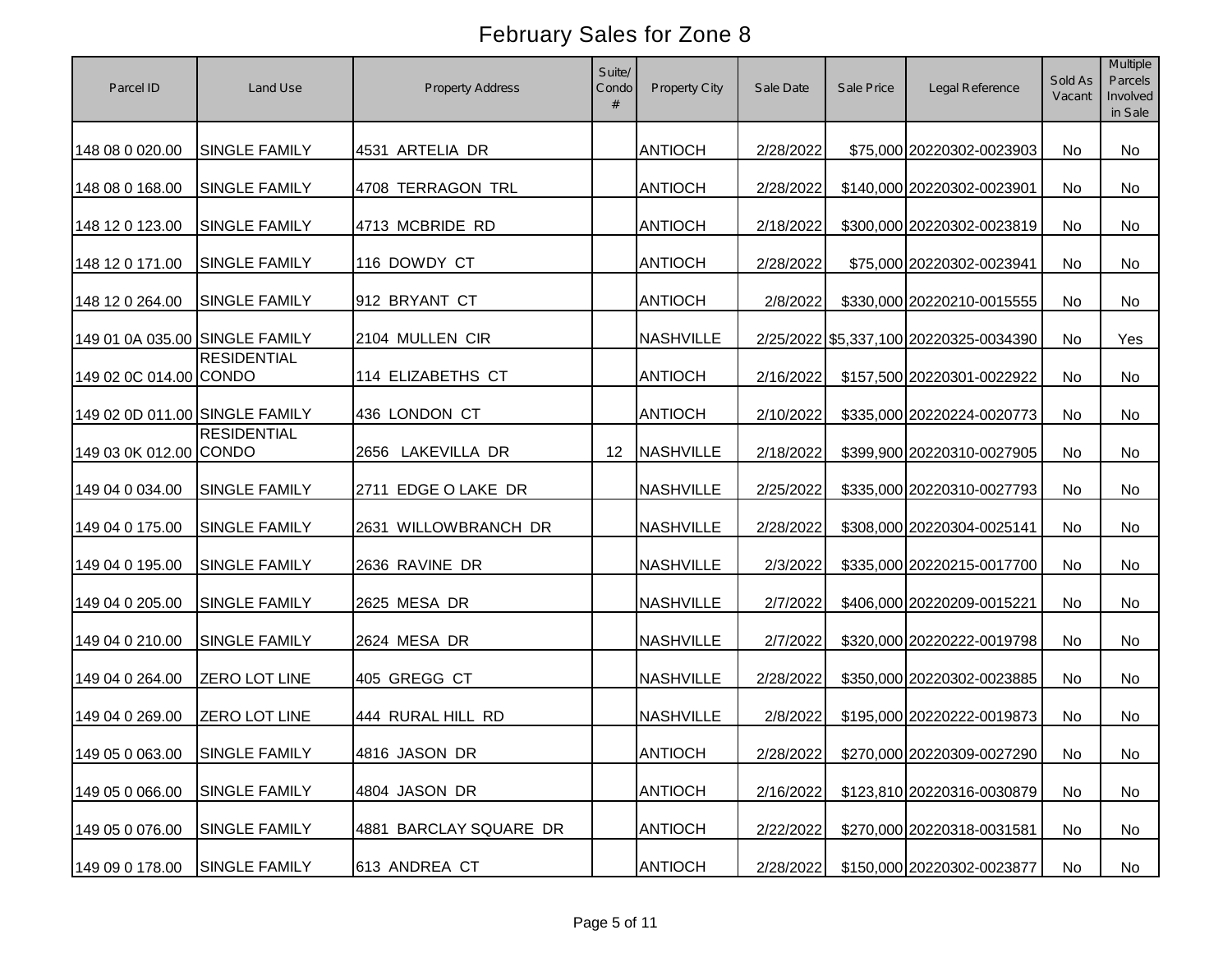# February Sales for Zone 8

| Parcel ID | Land Use | Property Address | Suite/ Condo # | Property City | Sale Date | Sale Price | Legal Reference | Sold As Vacant | Multiple Parcels Involved in Sale |
|---|---|---|---|---|---|---|---|---|---|
| 148 08 0 020.00 | SINGLE FAMILY | 4531 ARTELIA DR | | ANTIOCH | 2/28/2022 | $75,000 | 20220302-0023903 | No | No |
| 148 08 0 168.00 | SINGLE FAMILY | 4708 TERRAGON TRL | | ANTIOCH | 2/28/2022 | $140,000 | 20220302-0023901 | No | No |
| 148 12 0 123.00 | SINGLE FAMILY | 4713 MCBRIDE RD | | ANTIOCH | 2/18/2022 | $300,000 | 20220302-0023819 | No | No |
| 148 12 0 171.00 | SINGLE FAMILY | 116 DOWDY CT | | ANTIOCH | 2/28/2022 | $75,000 | 20220302-0023941 | No | No |
| 148 12 0 264.00 | SINGLE FAMILY | 912 BRYANT CT | | ANTIOCH | 2/8/2022 | $330,000 | 20220210-0015555 | No | No |
| 149 01 0A 035.00 | SINGLE FAMILY | 2104 MULLEN CIR | | NASHVILLE | 2/25/2022 | $5,337,100 | 20220325-0034390 | No | Yes |
| 149 02 0C 014.00 | RESIDENTIAL CONDO | 114 ELIZABETHS CT | | ANTIOCH | 2/16/2022 | $157,500 | 20220301-0022922 | No | No |
| 149 02 0D 011.00 | SINGLE FAMILY | 436 LONDON CT | | ANTIOCH | 2/10/2022 | $335,000 | 20220224-0020773 | No | No |
| 149 03 0K 012.00 | RESIDENTIAL CONDO | 2656 LAKEVILLA DR | 12 | NASHVILLE | 2/18/2022 | $399,900 | 20220310-0027905 | No | No |
| 149 04 0 034.00 | SINGLE FAMILY | 2711 EDGE O LAKE DR | | NASHVILLE | 2/25/2022 | $335,000 | 20220310-0027793 | No | No |
| 149 04 0 175.00 | SINGLE FAMILY | 2631 WILLOWBRANCH DR | | NASHVILLE | 2/28/2022 | $308,000 | 20220304-0025141 | No | No |
| 149 04 0 195.00 | SINGLE FAMILY | 2636 RAVINE DR | | NASHVILLE | 2/3/2022 | $335,000 | 20220215-0017700 | No | No |
| 149 04 0 205.00 | SINGLE FAMILY | 2625 MESA DR | | NASHVILLE | 2/7/2022 | $406,000 | 20220209-0015221 | No | No |
| 149 04 0 210.00 | SINGLE FAMILY | 2624 MESA DR | | NASHVILLE | 2/7/2022 | $320,000 | 20220222-0019798 | No | No |
| 149 04 0 264.00 | ZERO LOT LINE | 405 GREGG CT | | NASHVILLE | 2/28/2022 | $350,000 | 20220302-0023885 | No | No |
| 149 04 0 269.00 | ZERO LOT LINE | 444 RURAL HILL RD | | NASHVILLE | 2/8/2022 | $195,000 | 20220222-0019873 | No | No |
| 149 05 0 063.00 | SINGLE FAMILY | 4816 JASON DR | | ANTIOCH | 2/28/2022 | $270,000 | 20220309-0027290 | No | No |
| 149 05 0 066.00 | SINGLE FAMILY | 4804 JASON DR | | ANTIOCH | 2/16/2022 | $123,810 | 20220316-0030879 | No | No |
| 149 05 0 076.00 | SINGLE FAMILY | 4881 BARCLAY SQUARE DR | | ANTIOCH | 2/22/2022 | $270,000 | 20220318-0031581 | No | No |
| 149 09 0 178.00 | SINGLE FAMILY | 613 ANDREA CT | | ANTIOCH | 2/28/2022 | $150,000 | 20220302-0023877 | No | No |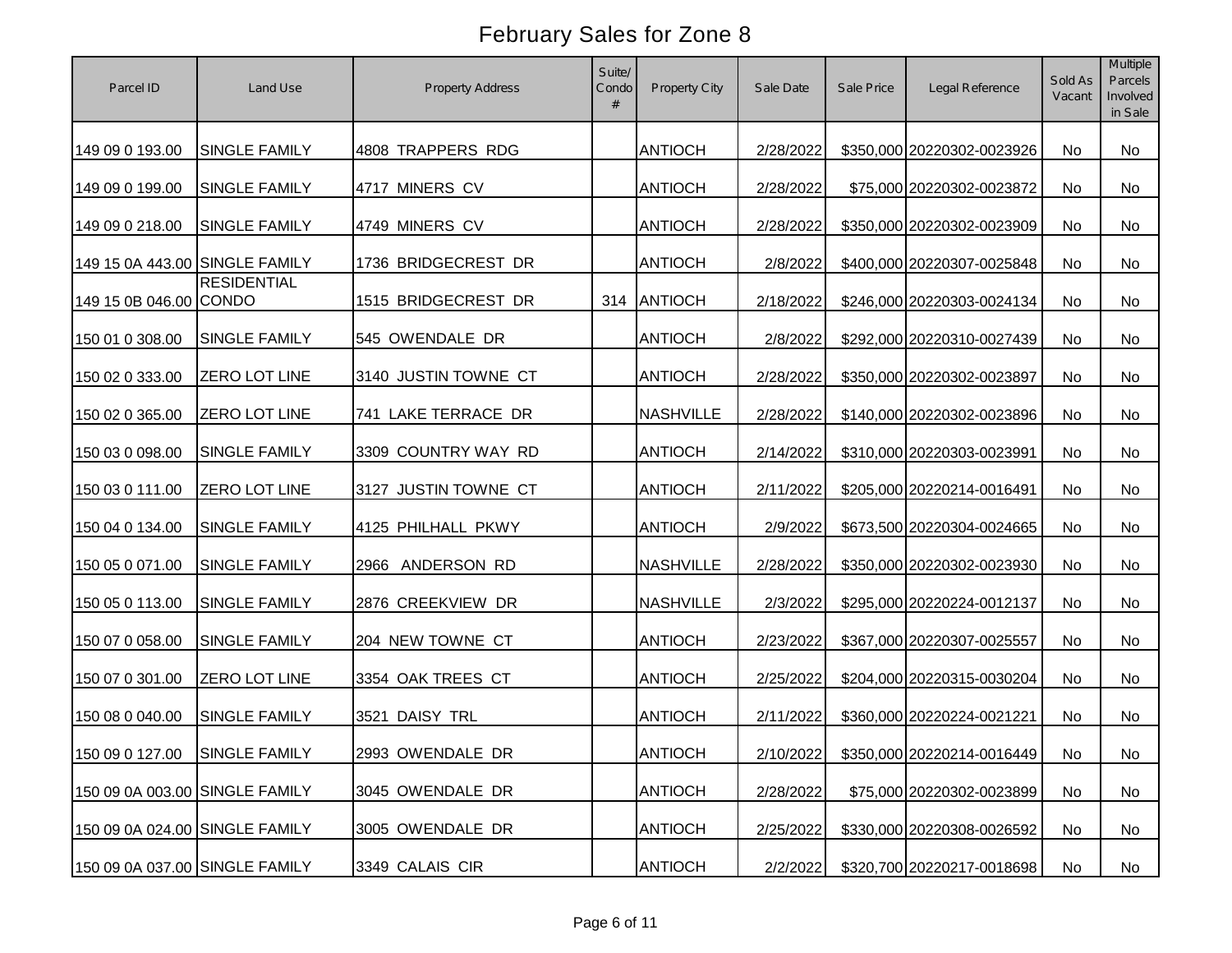# February Sales for Zone 8

| Parcel ID | Land Use | Property Address | Suite/ Condo # | Property City | Sale Date | Sale Price | Legal Reference | Sold As Vacant | Multiple Parcels Involved in Sale |
|---|---|---|---|---|---|---|---|---|---|
| 149 09 0 193.00 | SINGLE FAMILY | 4808 TRAPPERS RDG | | ANTIOCH | 2/28/2022 | $350,000 | 20220302-0023926 | No | No |
| 149 09 0 199.00 | SINGLE FAMILY | 4717 MINERS CV | | ANTIOCH | 2/28/2022 | $75,000 | 20220302-0023872 | No | No |
| 149 09 0 218.00 | SINGLE FAMILY | 4749 MINERS CV | | ANTIOCH | 2/28/2022 | $350,000 | 20220302-0023909 | No | No |
| 149 15 0A 443.00 | SINGLE FAMILY | 1736 BRIDGECREST DR | | ANTIOCH | 2/8/2022 | $400,000 | 20220307-0025848 | No | No |
| 149 15 0B 046.00 | RESIDENTIAL CONDO | 1515 BRIDGECREST DR | 314 | ANTIOCH | 2/18/2022 | $246,000 | 20220303-0024134 | No | No |
| 150 01 0 308.00 | SINGLE FAMILY | 545 OWENDALE DR | | ANTIOCH | 2/8/2022 | $292,000 | 20220310-0027439 | No | No |
| 150 02 0 333.00 | ZERO LOT LINE | 3140 JUSTIN TOWNE CT | | ANTIOCH | 2/28/2022 | $350,000 | 20220302-0023897 | No | No |
| 150 02 0 365.00 | ZERO LOT LINE | 741 LAKE TERRACE DR | | NASHVILLE | 2/28/2022 | $140,000 | 20220302-0023896 | No | No |
| 150 03 0 098.00 | SINGLE FAMILY | 3309 COUNTRY WAY RD | | ANTIOCH | 2/14/2022 | $310,000 | 20220303-0023991 | No | No |
| 150 03 0 111.00 | ZERO LOT LINE | 3127 JUSTIN TOWNE CT | | ANTIOCH | 2/11/2022 | $205,000 | 20220214-0016491 | No | No |
| 150 04 0 134.00 | SINGLE FAMILY | 4125 PHILHALL PKWY | | ANTIOCH | 2/9/2022 | $673,500 | 20220304-0024665 | No | No |
| 150 05 0 071.00 | SINGLE FAMILY | 2966 ANDERSON RD | | NASHVILLE | 2/28/2022 | $350,000 | 20220302-0023930 | No | No |
| 150 05 0 113.00 | SINGLE FAMILY | 2876 CREEKVIEW DR | | NASHVILLE | 2/3/2022 | $295,000 | 20220224-0012137 | No | No |
| 150 07 0 058.00 | SINGLE FAMILY | 204 NEW TOWNE CT | | ANTIOCH | 2/23/2022 | $367,000 | 20220307-0025557 | No | No |
| 150 07 0 301.00 | ZERO LOT LINE | 3354 OAK TREES CT | | ANTIOCH | 2/25/2022 | $204,000 | 20220315-0030204 | No | No |
| 150 08 0 040.00 | SINGLE FAMILY | 3521 DAISY TRL | | ANTIOCH | 2/11/2022 | $360,000 | 20220224-0021221 | No | No |
| 150 09 0 127.00 | SINGLE FAMILY | 2993 OWENDALE DR | | ANTIOCH | 2/10/2022 | $350,000 | 20220214-0016449 | No | No |
| 150 09 0A 003.00 | SINGLE FAMILY | 3045 OWENDALE DR | | ANTIOCH | 2/28/2022 | $75,000 | 20220302-0023899 | No | No |
| 150 09 0A 024.00 | SINGLE FAMILY | 3005 OWENDALE DR | | ANTIOCH | 2/25/2022 | $330,000 | 20220308-0026592 | No | No |
| 150 09 0A 037.00 | SINGLE FAMILY | 3349 CALAIS CIR | | ANTIOCH | 2/2/2022 | $320,700 | 20220217-0018698 | No | No |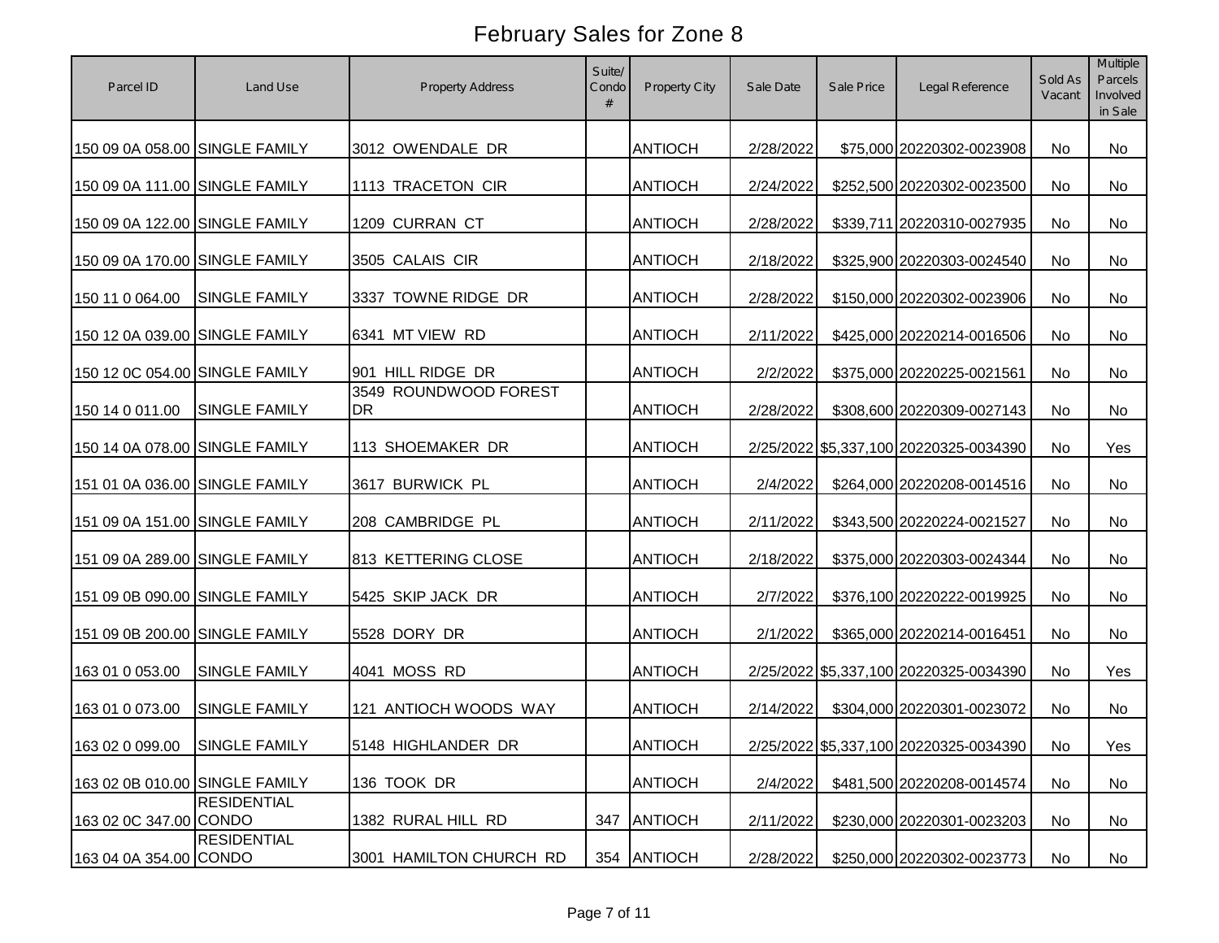# February Sales for Zone 8

| Parcel ID | Land Use | Property Address | Suite/ Condo # | Property City | Sale Date | Sale Price | Legal Reference | Sold As Vacant | Multiple Parcels Involved in Sale |
|---|---|---|---|---|---|---|---|---|---|
| 150 09 0A 058.00 | SINGLE FAMILY | 3012 OWENDALE DR | | ANTIOCH | 2/28/2022 | $75,000 | 20220302-0023908 | No | No |
| 150 09 0A 111.00 | SINGLE FAMILY | 1113 TRACETON CIR | | ANTIOCH | 2/24/2022 | $252,500 | 20220302-0023500 | No | No |
| 150 09 0A 122.00 | SINGLE FAMILY | 1209 CURRAN CT | | ANTIOCH | 2/28/2022 | $339,711 | 20220310-0027935 | No | No |
| 150 09 0A 170.00 | SINGLE FAMILY | 3505 CALAIS CIR | | ANTIOCH | 2/18/2022 | $325,900 | 20220303-0024540 | No | No |
| 150 11 0 064.00 | SINGLE FAMILY | 3337 TOWNE RIDGE DR | | ANTIOCH | 2/28/2022 | $150,000 | 20220302-0023906 | No | No |
| 150 12 0A 039.00 | SINGLE FAMILY | 6341 MT VIEW RD | | ANTIOCH | 2/11/2022 | $425,000 | 20220214-0016506 | No | No |
| 150 12 0C 054.00 | SINGLE FAMILY | 901 HILL RIDGE DR | | ANTIOCH | 2/2/2022 | $375,000 | 20220225-0021561 | No | No |
| 150 14 0 011.00 | SINGLE FAMILY | 3549 ROUNDWOOD FOREST DR | | ANTIOCH | 2/28/2022 | $308,600 | 20220309-0027143 | No | No |
| 150 14 0A 078.00 | SINGLE FAMILY | 113 SHOEMAKER DR | | ANTIOCH | 2/25/2022 | $5,337,100 | 20220325-0034390 | No | Yes |
| 151 01 0A 036.00 | SINGLE FAMILY | 3617 BURWICK PL | | ANTIOCH | 2/4/2022 | $264,000 | 20220208-0014516 | No | No |
| 151 09 0A 151.00 | SINGLE FAMILY | 208 CAMBRIDGE PL | | ANTIOCH | 2/11/2022 | $343,500 | 20220224-0021527 | No | No |
| 151 09 0A 289.00 | SINGLE FAMILY | 813 KETTERING CLOSE | | ANTIOCH | 2/18/2022 | $375,000 | 20220303-0024344 | No | No |
| 151 09 0B 090.00 | SINGLE FAMILY | 5425 SKIP JACK DR | | ANTIOCH | 2/7/2022 | $376,100 | 20220222-0019925 | No | No |
| 151 09 0B 200.00 | SINGLE FAMILY | 5528 DORY DR | | ANTIOCH | 2/1/2022 | $365,000 | 20220214-0016451 | No | No |
| 163 01 0 053.00 | SINGLE FAMILY | 4041 MOSS RD | | ANTIOCH | 2/25/2022 | $5,337,100 | 20220325-0034390 | No | Yes |
| 163 01 0 073.00 | SINGLE FAMILY | 121 ANTIOCH WOODS WAY | | ANTIOCH | 2/14/2022 | $304,000 | 20220301-0023072 | No | No |
| 163 02 0 099.00 | SINGLE FAMILY | 5148 HIGHLANDER DR | | ANTIOCH | 2/25/2022 | $5,337,100 | 20220325-0034390 | No | Yes |
| 163 02 0B 010.00 | SINGLE FAMILY | 136 TOOK DR | | ANTIOCH | 2/4/2022 | $481,500 | 20220208-0014574 | No | No |
| 163 02 0C 347.00 | RESIDENTIAL CONDO | 1382 RURAL HILL RD | 347 | ANTIOCH | 2/11/2022 | $230,000 | 20220301-0023203 | No | No |
| 163 04 0A 354.00 | RESIDENTIAL CONDO | 3001 HAMILTON CHURCH RD | 354 | ANTIOCH | 2/28/2022 | $250,000 | 20220302-0023773 | No | No |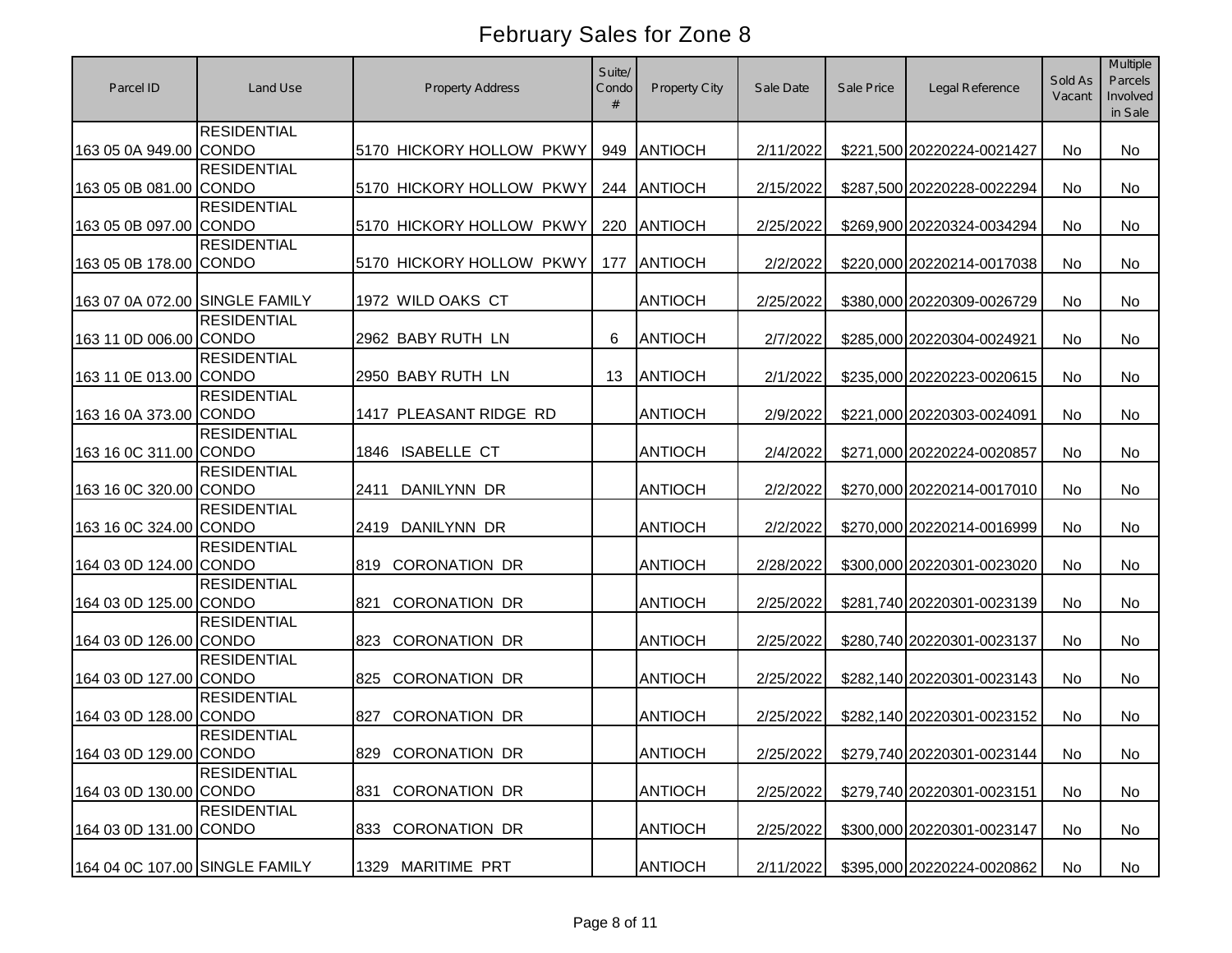# February Sales for Zone 8

| Parcel ID | Land Use | Property Address | Suite/ Condo # | Property City | Sale Date | Sale Price | Legal Reference | Sold As Vacant | Multiple Parcels Involved in Sale |
|---|---|---|---|---|---|---|---|---|---|
| 163 05 0A 949.00 | RESIDENTIAL CONDO | 5170 HICKORY HOLLOW PKWY | 949 | ANTIOCH | 2/11/2022 | $221,500 | 20220224-0021427 | No | No |
| 163 05 0B 081.00 | RESIDENTIAL CONDO | 5170 HICKORY HOLLOW PKWY | 244 | ANTIOCH | 2/15/2022 | $287,500 | 20220228-0022294 | No | No |
| 163 05 0B 097.00 | RESIDENTIAL CONDO | 5170 HICKORY HOLLOW PKWY | 220 | ANTIOCH | 2/25/2022 | $269,900 | 20220324-0034294 | No | No |
| 163 05 0B 178.00 | RESIDENTIAL CONDO | 5170 HICKORY HOLLOW PKWY | 177 | ANTIOCH | 2/2/2022 | $220,000 | 20220214-0017038 | No | No |
| 163 07 0A 072.00 | SINGLE FAMILY | 1972 WILD OAKS CT | | ANTIOCH | 2/25/2022 | $380,000 | 20220309-0026729 | No | No |
| 163 11 0D 006.00 | RESIDENTIAL CONDO | 2962 BABY RUTH LN | 6 | ANTIOCH | 2/7/2022 | $285,000 | 20220304-0024921 | No | No |
| 163 11 0E 013.00 | RESIDENTIAL CONDO | 2950 BABY RUTH LN | 13 | ANTIOCH | 2/1/2022 | $235,000 | 20220223-0020615 | No | No |
| 163 16 0A 373.00 | RESIDENTIAL CONDO | 1417 PLEASANT RIDGE RD | | ANTIOCH | 2/9/2022 | $221,000 | 20220303-0024091 | No | No |
| 163 16 0C 311.00 | RESIDENTIAL CONDO | 1846 ISABELLE CT | | ANTIOCH | 2/4/2022 | $271,000 | 20220224-0020857 | No | No |
| 163 16 0C 320.00 | RESIDENTIAL CONDO | 2411 DANILYNN DR | | ANTIOCH | 2/2/2022 | $270,000 | 20220214-0017010 | No | No |
| 163 16 0C 324.00 | RESIDENTIAL CONDO | 2419 DANILYNN DR | | ANTIOCH | 2/2/2022 | $270,000 | 20220214-0016999 | No | No |
| 164 03 0D 124.00 | RESIDENTIAL CONDO | 819 CORONATION DR | | ANTIOCH | 2/28/2022 | $300,000 | 20220301-0023020 | No | No |
| 164 03 0D 125.00 | RESIDENTIAL CONDO | 821 CORONATION DR | | ANTIOCH | 2/25/2022 | $281,740 | 20220301-0023139 | No | No |
| 164 03 0D 126.00 | RESIDENTIAL CONDO | 823 CORONATION DR | | ANTIOCH | 2/25/2022 | $280,740 | 20220301-0023137 | No | No |
| 164 03 0D 127.00 | RESIDENTIAL CONDO | 825 CORONATION DR | | ANTIOCH | 2/25/2022 | $282,140 | 20220301-0023143 | No | No |
| 164 03 0D 128.00 | RESIDENTIAL CONDO | 827 CORONATION DR | | ANTIOCH | 2/25/2022 | $282,140 | 20220301-0023152 | No | No |
| 164 03 0D 129.00 | RESIDENTIAL CONDO | 829 CORONATION DR | | ANTIOCH | 2/25/2022 | $279,740 | 20220301-0023144 | No | No |
| 164 03 0D 130.00 | RESIDENTIAL CONDO | 831 CORONATION DR | | ANTIOCH | 2/25/2022 | $279,740 | 20220301-0023151 | No | No |
| 164 03 0D 131.00 | RESIDENTIAL CONDO | 833 CORONATION DR | | ANTIOCH | 2/25/2022 | $300,000 | 20220301-0023147 | No | No |
| 164 04 0C 107.00 | SINGLE FAMILY | 1329 MARITIME PRT | | ANTIOCH | 2/11/2022 | $395,000 | 20220224-0020862 | No | No |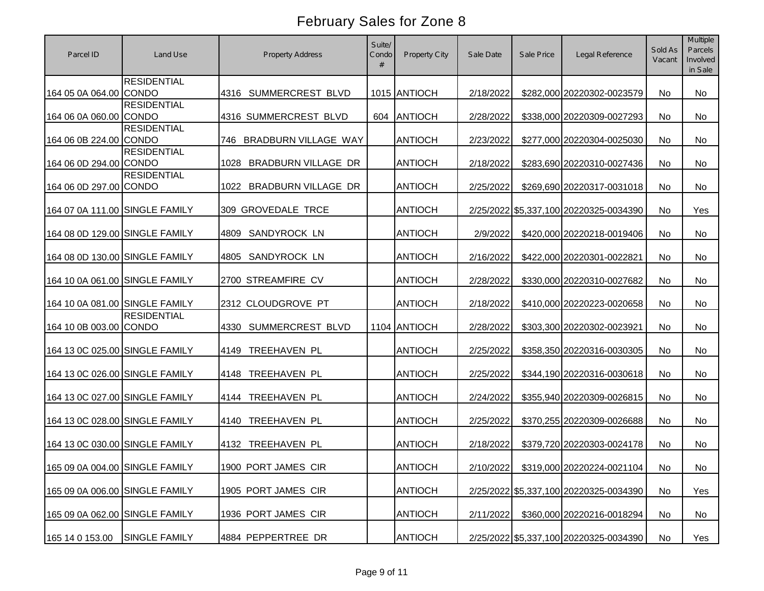# February Sales for Zone 8

| Parcel ID | Land Use | Property Address | Suite/ Condo # | Property City | Sale Date | Sale Price | Legal Reference | Sold As Vacant | Multiple Parcels Involved in Sale |
|---|---|---|---|---|---|---|---|---|---|
| 164 05 0A 064.00 | RESIDENTIAL CONDO | 4316 SUMMERCREST BLVD | 1015 | ANTIOCH | 2/18/2022 | $282,000 | 20220302-0023579 | No | No |
| 164 06 0A 060.00 | RESIDENTIAL CONDO | 4316 SUMMERCREST BLVD | 604 | ANTIOCH | 2/28/2022 | $338,000 | 20220309-0027293 | No | No |
| 164 06 0B 224.00 | RESIDENTIAL CONDO | 746 BRADBURN VILLAGE WAY | | ANTIOCH | 2/23/2022 | $277,000 | 20220304-0025030 | No | No |
| 164 06 0D 294.00 | RESIDENTIAL CONDO | 1028 BRADBURN VILLAGE DR | | ANTIOCH | 2/18/2022 | $283,690 | 20220310-0027436 | No | No |
| 164 06 0D 297.00 | RESIDENTIAL CONDO | 1022 BRADBURN VILLAGE DR | | ANTIOCH | 2/25/2022 | $269,690 | 20220317-0031018 | No | No |
| 164 07 0A 111.00 | SINGLE FAMILY | 309 GROVEDALE TRCE | | ANTIOCH | 2/25/2022 | $5,337,100 | 20220325-0034390 | No | Yes |
| 164 08 0D 129.00 | SINGLE FAMILY | 4809 SANDYROCK LN | | ANTIOCH | 2/9/2022 | $420,000 | 20220218-0019406 | No | No |
| 164 08 0D 130.00 | SINGLE FAMILY | 4805 SANDYROCK LN | | ANTIOCH | 2/16/2022 | $422,000 | 20220301-0022821 | No | No |
| 164 10 0A 061.00 | SINGLE FAMILY | 2700 STREAMFIRE CV | | ANTIOCH | 2/28/2022 | $330,000 | 20220310-0027682 | No | No |
| 164 10 0A 081.00 | SINGLE FAMILY | 2312 CLOUDGROVE PT | | ANTIOCH | 2/18/2022 | $410,000 | 20220223-0020658 | No | No |
| 164 10 0B 003.00 | RESIDENTIAL CONDO | 4330 SUMMERCREST BLVD | 1104 | ANTIOCH | 2/28/2022 | $303,300 | 20220302-0023921 | No | No |
| 164 13 0C 025.00 | SINGLE FAMILY | 4149 TREEHAVEN PL | | ANTIOCH | 2/25/2022 | $358,350 | 20220316-0030305 | No | No |
| 164 13 0C 026.00 | SINGLE FAMILY | 4148 TREEHAVEN PL | | ANTIOCH | 2/25/2022 | $344,190 | 20220316-0030618 | No | No |
| 164 13 0C 027.00 | SINGLE FAMILY | 4144 TREEHAVEN PL | | ANTIOCH | 2/24/2022 | $355,940 | 20220309-0026815 | No | No |
| 164 13 0C 028.00 | SINGLE FAMILY | 4140 TREEHAVEN PL | | ANTIOCH | 2/25/2022 | $370,255 | 20220309-0026688 | No | No |
| 164 13 0C 030.00 | SINGLE FAMILY | 4132 TREEHAVEN PL | | ANTIOCH | 2/18/2022 | $379,720 | 20220303-0024178 | No | No |
| 165 09 0A 004.00 | SINGLE FAMILY | 1900 PORT JAMES CIR | | ANTIOCH | 2/10/2022 | $319,000 | 20220224-0021104 | No | No |
| 165 09 0A 006.00 | SINGLE FAMILY | 1905 PORT JAMES CIR | | ANTIOCH | 2/25/2022 | $5,337,100 | 20220325-0034390 | No | Yes |
| 165 09 0A 062.00 | SINGLE FAMILY | 1936 PORT JAMES CIR | | ANTIOCH | 2/11/2022 | $360,000 | 20220216-0018294 | No | No |
| 165 14 0 153.00 | SINGLE FAMILY | 4884 PEPPERTREE DR | | ANTIOCH | 2/25/2022 | $5,337,100 | 20220325-0034390 | No | Yes |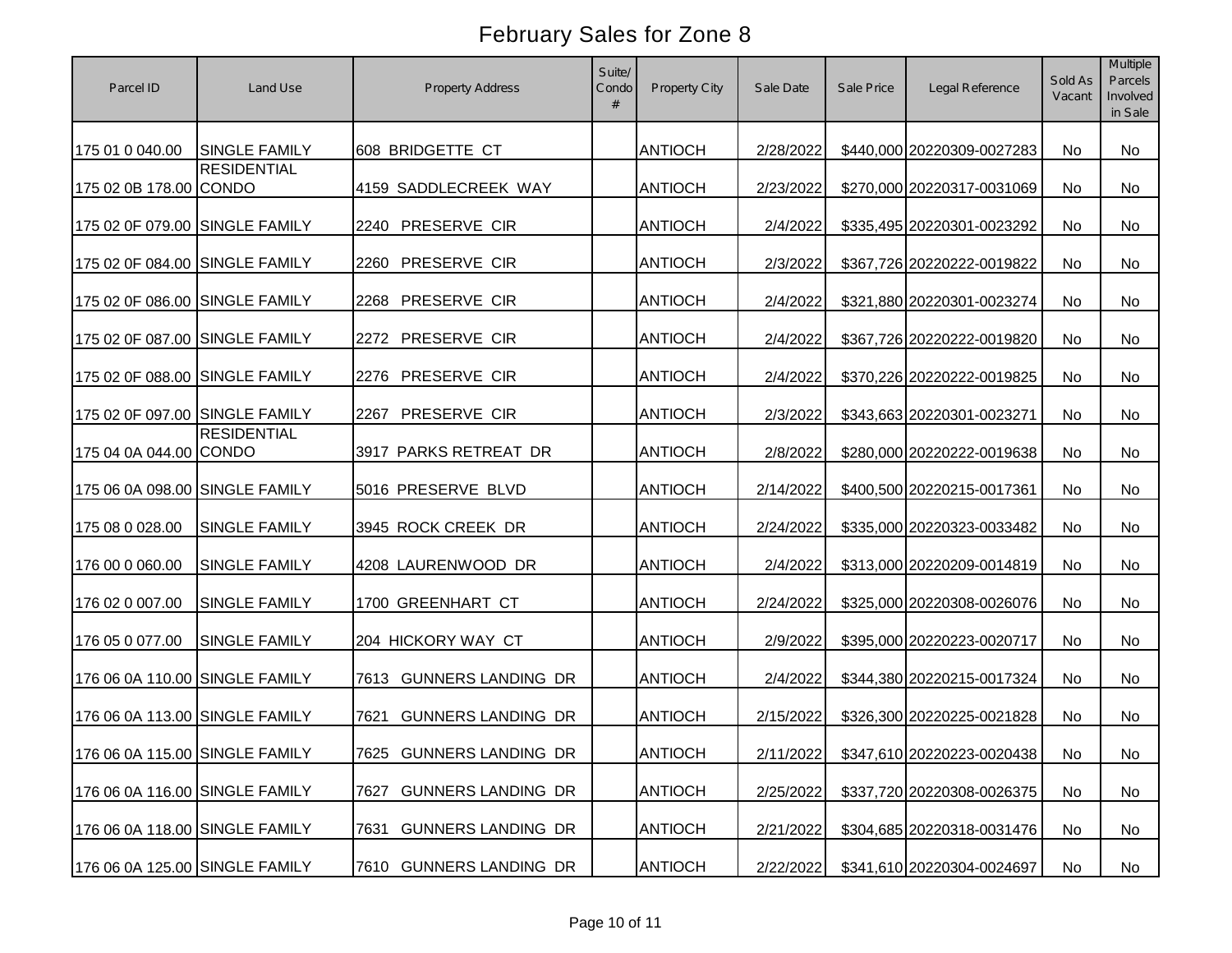# February Sales for Zone 8

| Parcel ID | Land Use | Property Address | Suite/ Condo # | Property City | Sale Date | Sale Price | Legal Reference | Sold As Vacant | Multiple Parcels Involved in Sale |
|---|---|---|---|---|---|---|---|---|---|
| 175 01 0 040.00 | SINGLE FAMILY | 608 BRIDGETTE CT | | ANTIOCH | 2/28/2022 | $440,000 | 20220309-0027283 | No | No |
| 175 02 0B 178.00 | RESIDENTIAL CONDO | 4159 SADDLECREEK WAY | | ANTIOCH | 2/23/2022 | $270,000 | 20220317-0031069 | No | No |
| 175 02 0F 079.00 | SINGLE FAMILY | 2240 PRESERVE CIR | | ANTIOCH | 2/4/2022 | $335,495 | 20220301-0023292 | No | No |
| 175 02 0F 084.00 | SINGLE FAMILY | 2260 PRESERVE CIR | | ANTIOCH | 2/3/2022 | $367,726 | 20220222-0019822 | No | No |
| 175 02 0F 086.00 | SINGLE FAMILY | 2268 PRESERVE CIR | | ANTIOCH | 2/4/2022 | $321,880 | 20220301-0023274 | No | No |
| 175 02 0F 087.00 | SINGLE FAMILY | 2272 PRESERVE CIR | | ANTIOCH | 2/4/2022 | $367,726 | 20220222-0019820 | No | No |
| 175 02 0F 088.00 | SINGLE FAMILY | 2276 PRESERVE CIR | | ANTIOCH | 2/4/2022 | $370,226 | 20220222-0019825 | No | No |
| 175 02 0F 097.00 | SINGLE FAMILY | 2267 PRESERVE CIR | | ANTIOCH | 2/3/2022 | $343,663 | 20220301-0023271 | No | No |
| 175 04 0A 044.00 | RESIDENTIAL CONDO | 3917 PARKS RETREAT DR | | ANTIOCH | 2/8/2022 | $280,000 | 20220222-0019638 | No | No |
| 175 06 0A 098.00 | SINGLE FAMILY | 5016 PRESERVE BLVD | | ANTIOCH | 2/14/2022 | $400,500 | 20220215-0017361 | No | No |
| 175 08 0 028.00 | SINGLE FAMILY | 3945 ROCK CREEK DR | | ANTIOCH | 2/24/2022 | $335,000 | 20220323-0033482 | No | No |
| 176 00 0 060.00 | SINGLE FAMILY | 4208 LAURENWOOD DR | | ANTIOCH | 2/4/2022 | $313,000 | 20220209-0014819 | No | No |
| 176 02 0 007.00 | SINGLE FAMILY | 1700 GREENHART CT | | ANTIOCH | 2/24/2022 | $325,000 | 20220308-0026076 | No | No |
| 176 05 0 077.00 | SINGLE FAMILY | 204 HICKORY WAY CT | | ANTIOCH | 2/9/2022 | $395,000 | 20220223-0020717 | No | No |
| 176 06 0A 110.00 | SINGLE FAMILY | 7613 GUNNERS LANDING DR | | ANTIOCH | 2/4/2022 | $344,380 | 20220215-0017324 | No | No |
| 176 06 0A 113.00 | SINGLE FAMILY | 7621 GUNNERS LANDING DR | | ANTIOCH | 2/15/2022 | $326,300 | 20220225-0021828 | No | No |
| 176 06 0A 115.00 | SINGLE FAMILY | 7625 GUNNERS LANDING DR | | ANTIOCH | 2/11/2022 | $347,610 | 20220223-0020438 | No | No |
| 176 06 0A 116.00 | SINGLE FAMILY | 7627 GUNNERS LANDING DR | | ANTIOCH | 2/25/2022 | $337,720 | 20220308-0026375 | No | No |
| 176 06 0A 118.00 | SINGLE FAMILY | 7631 GUNNERS LANDING DR | | ANTIOCH | 2/21/2022 | $304,685 | 20220318-0031476 | No | No |
| 176 06 0A 125.00 | SINGLE FAMILY | 7610 GUNNERS LANDING DR | | ANTIOCH | 2/22/2022 | $341,610 | 20220304-0024697 | No | No |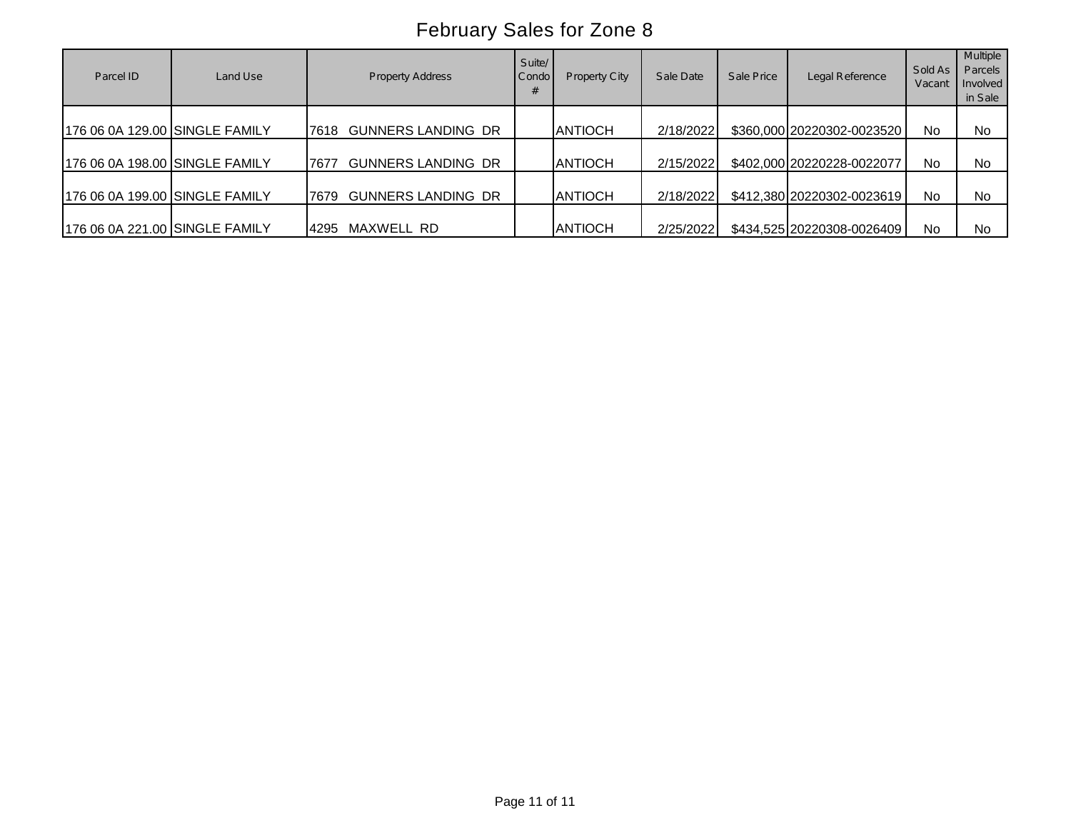# February Sales for Zone 8

| Parcel ID | Land Use | Property Address | Suite/ Condo # | Property City | Sale Date | Sale Price | Legal Reference | Sold As Vacant | Multiple Parcels Involved in Sale |
|---|---|---|---|---|---|---|---|---|---|
| 176 06 0A 129.00 | SINGLE FAMILY | 7618 GUNNERS LANDING DR | | ANTIOCH | 2/18/2022 | $360,000 | 20220302-0023520 | No | No |
| 176 06 0A 198.00 | SINGLE FAMILY | 7677 GUNNERS LANDING DR | | ANTIOCH | 2/15/2022 | $402,000 | 20220228-0022077 | No | No |
| 176 06 0A 199.00 | SINGLE FAMILY | 7679 GUNNERS LANDING DR | | ANTIOCH | 2/18/2022 | $412,380 | 20220302-0023619 | No | No |
| 176 06 0A 221.00 | SINGLE FAMILY | 4295 MAXWELL RD | | ANTIOCH | 2/25/2022 | $434,525 | 20220308-0026409 | No | No |